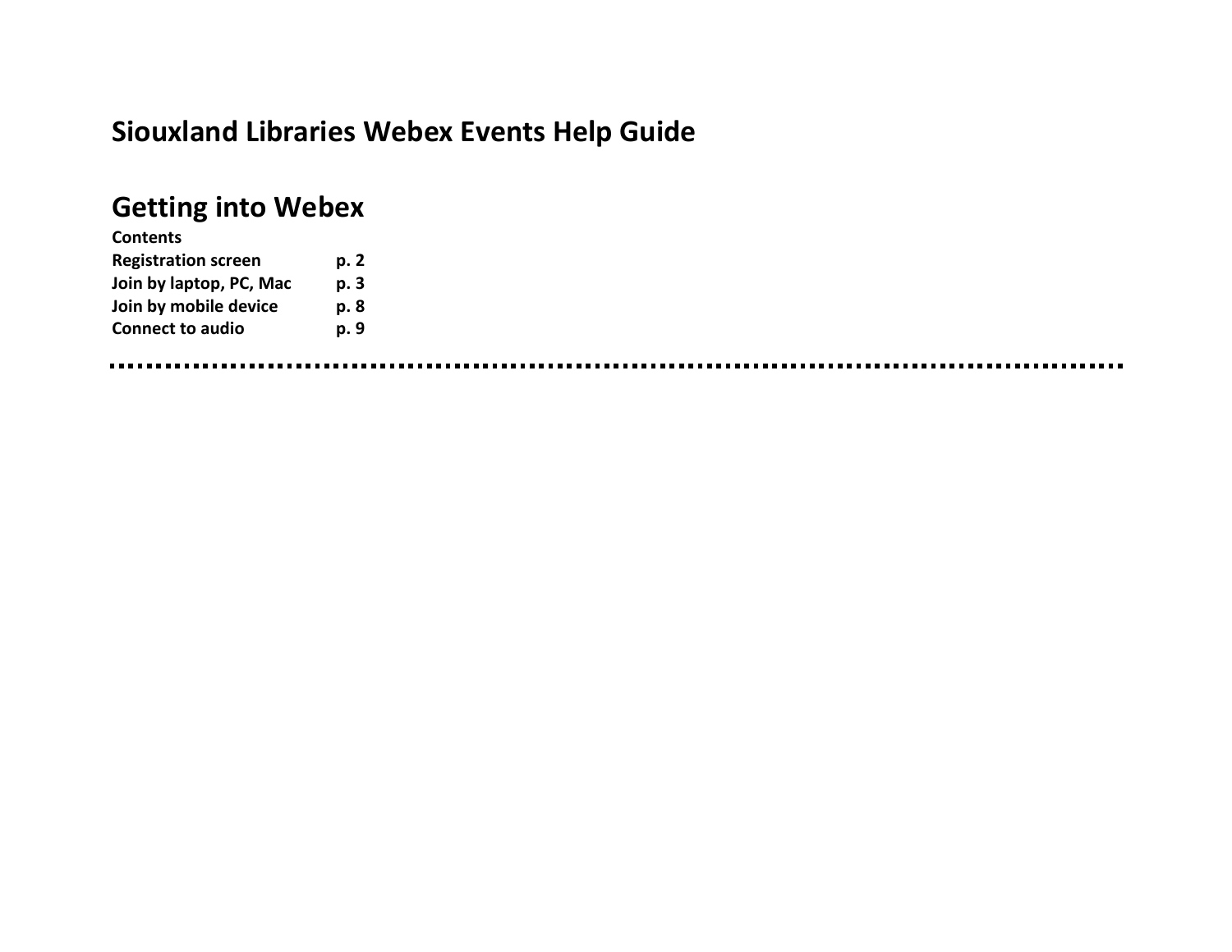# Siouxland Libraries Webex Events Help Guide

## Getting into Webex

**Contents**

| | |
|---|---|
| **Registration screen** | **p. 2** |
| **Join by laptop, PC, Mac** | **p. 3** |
| **Join by mobile device** | **p. 8** |
| **Connect to audio** | **p. 9** |

---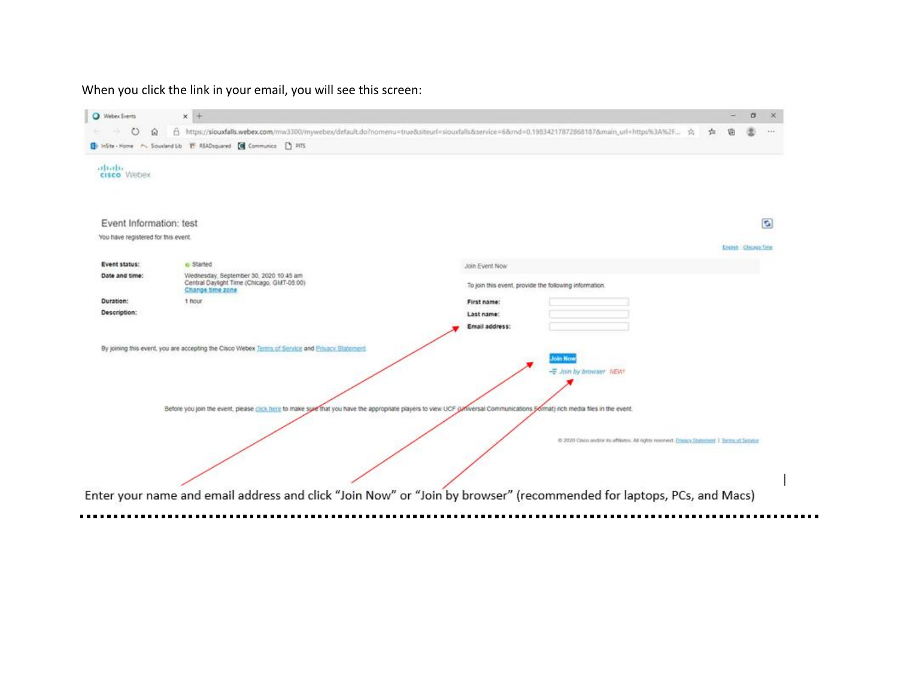When you click the link in your email, you will see this screen:

Enter your name and email address and click "Join Now" or "Join by browser" (recommended for laptops, PCs, and Macs)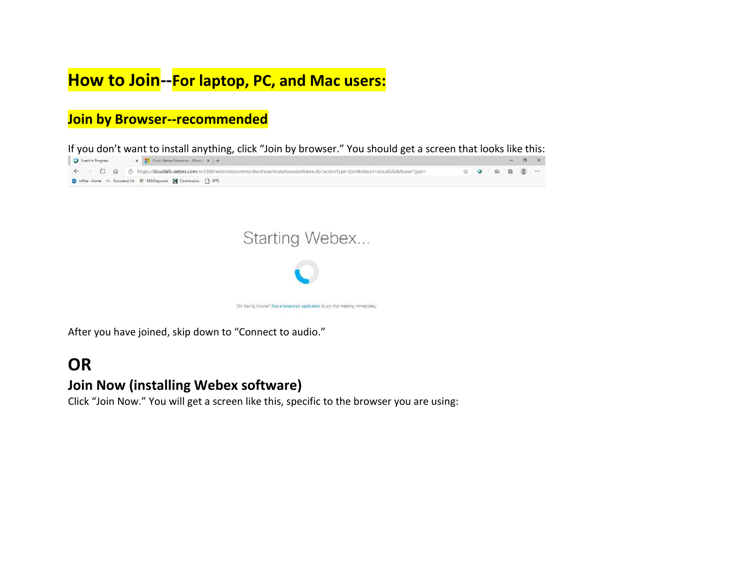# How to Join--For laptop, PC, and Mac users:

## Join by Browser--recommended

If you don't want to install anything, click "Join by browser." You should get a screen that looks like this:

After you have joined, skip down to "Connect to audio."

## OR

### Join Now (installing Webex software)

Click "Join Now." You will get a screen like this, specific to the browser you are using: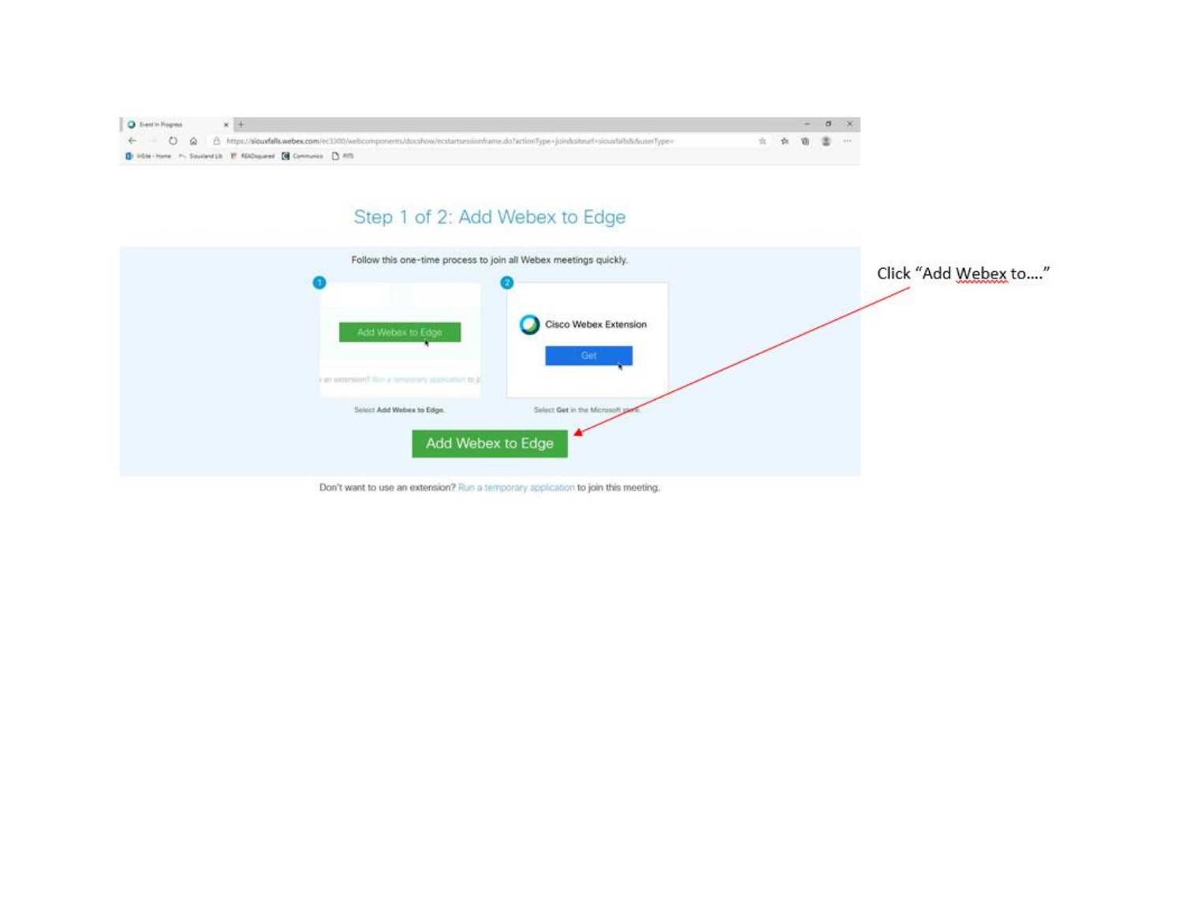Step 1 of 2: Add Webex to Edge

Follow this one-time process to join all Webex meetings quickly.

1. Select **Add Webex to Edge**.
2. Select **Get** in the Microsoft store.

Add Webex to Edge

Don't want to use an extension? Run a temporary application to join this meeting.

Click "Add Webex to...."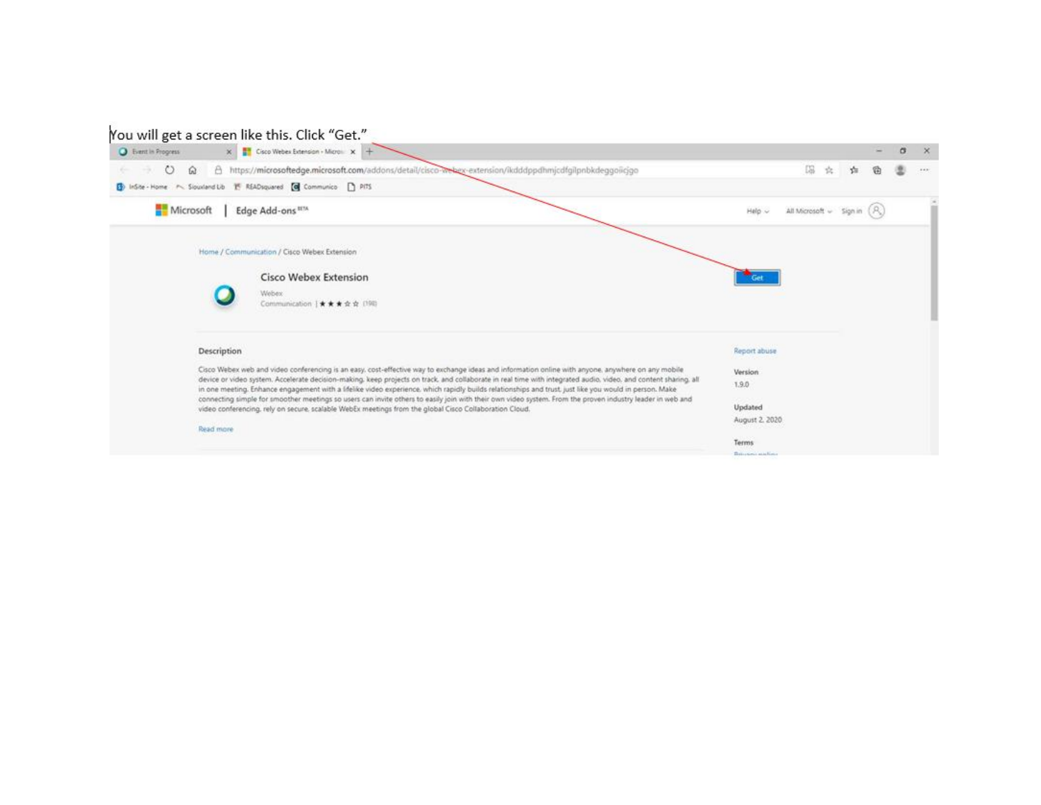You will get a screen like this. Click "Get."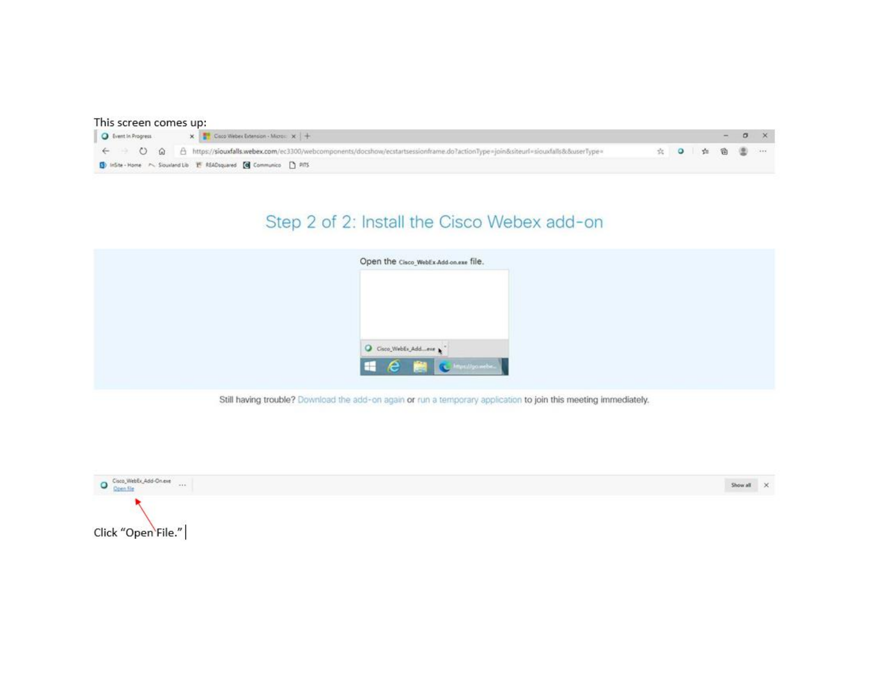This screen comes up:

Step 2 of 2: Install the Cisco Webex add-on

Open the Cisco_WebEx-Add-on.exe file.

Still having trouble? Download the add-on again or run a temporary application to join this meeting immediately.

Click "Open File."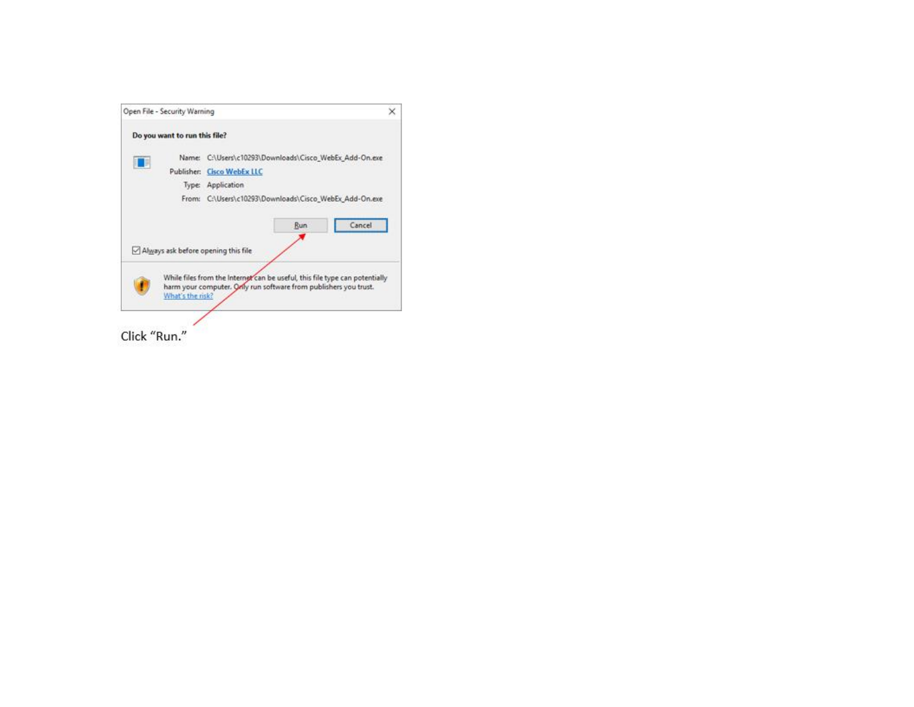Open File - Security Warning

**Do you want to run this file?**

Name: C:\Users\c10293\Downloads\Cisco_WebEx_Add-On.exe

Publisher: Cisco WebEx LLC

Type: Application

From: C:\Users\c10293\Downloads\Cisco_WebEx_Add-On.exe

Run | Cancel

☑ Always ask before opening this file

While files from the Internet can be useful, this file type can potentially harm your computer. Only run software from publishers you trust. What's the risk?

Click "Run."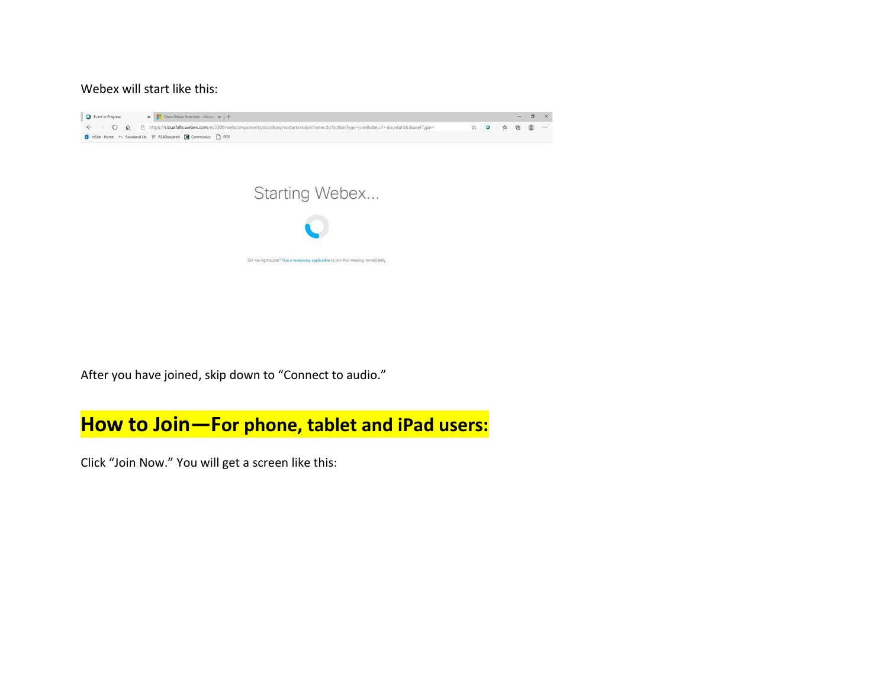Webex will start like this:

After you have joined, skip down to "Connect to audio."

## How to Join—For phone, tablet and iPad users:

Click "Join Now." You will get a screen like this: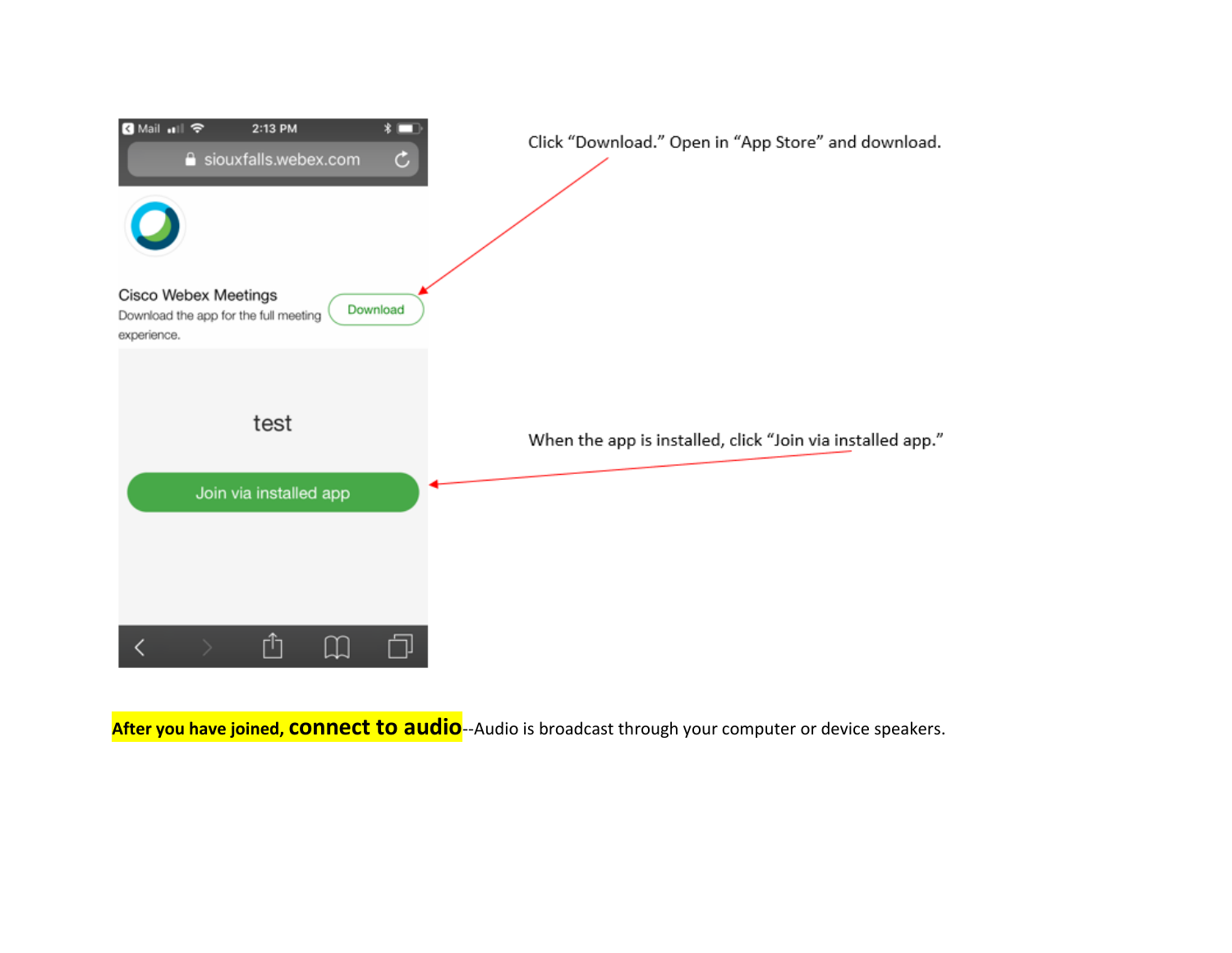Click “Download.” Open in “App Store” and download.

When the app is installed, click “Join via installed app.”

**After you have joined, connect to audio**--Audio is broadcast through your computer or device speakers.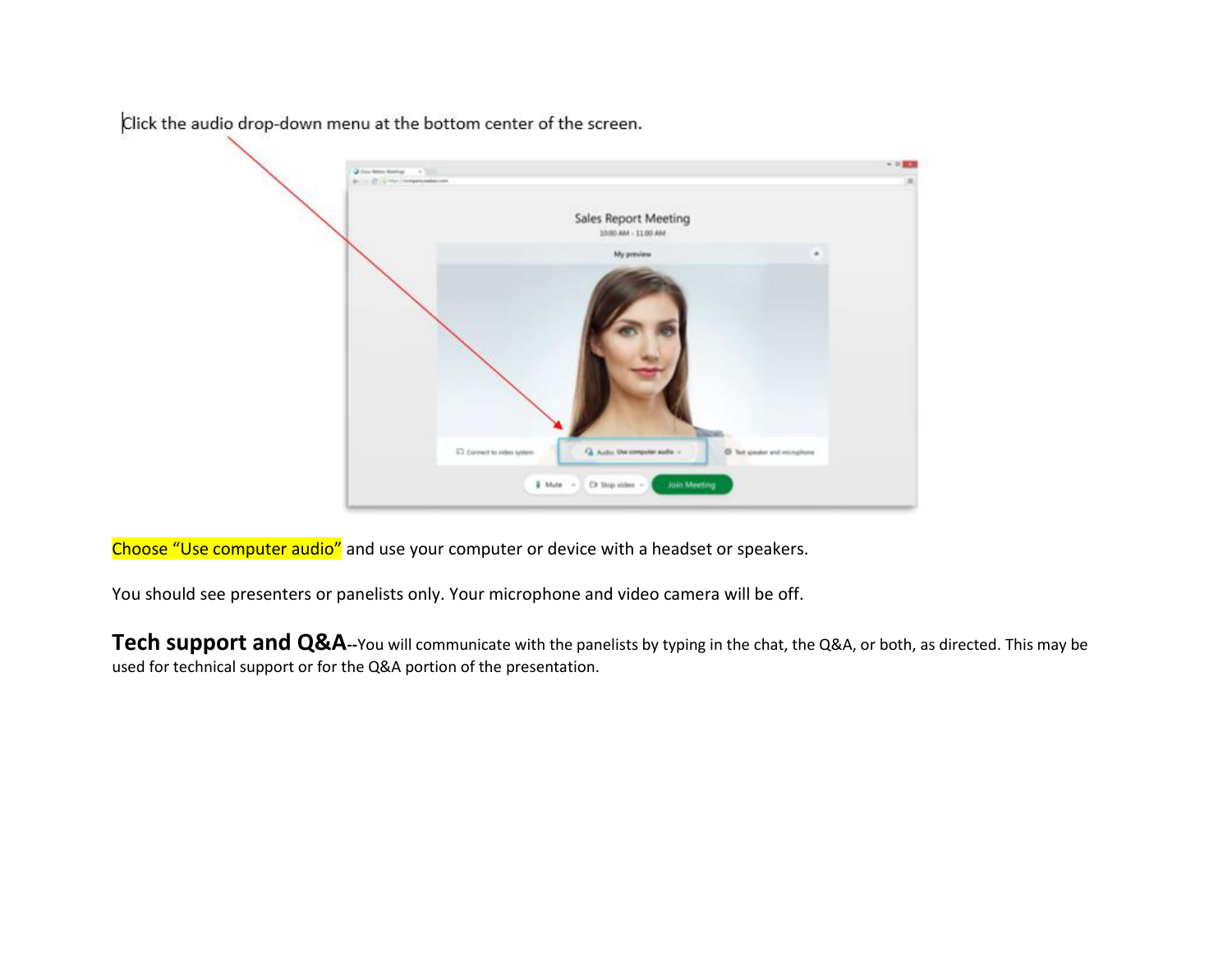Click the audio drop-down menu at the bottom center of the screen.

Choose "Use computer audio" and use your computer or device with a headset or speakers.

You should see presenters or panelists only. Your microphone and video camera will be off.

**Tech support and Q&A**--You will communicate with the panelists by typing in the chat, the Q&A, or both, as directed. This may be used for technical support or for the Q&A portion of the presentation.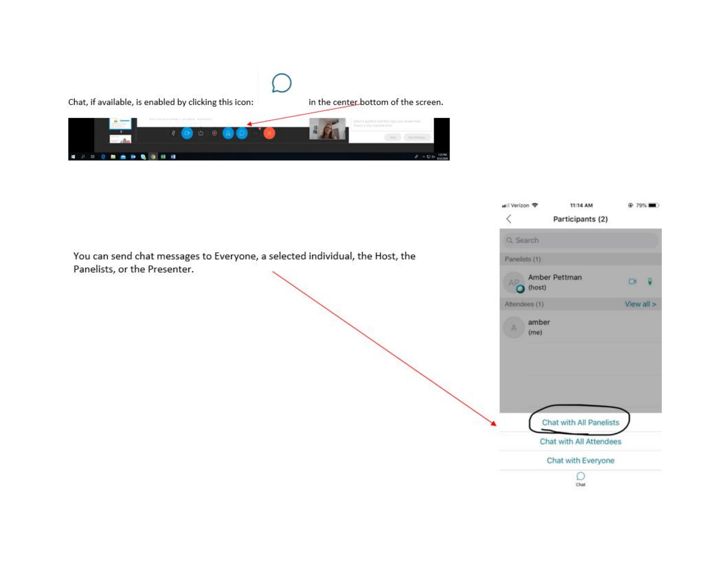Chat, if available, is enabled by clicking this icon: in the center bottom of the screen.

You can send chat messages to Everyone, a selected individual, the Host, the Panelists, or the Presenter.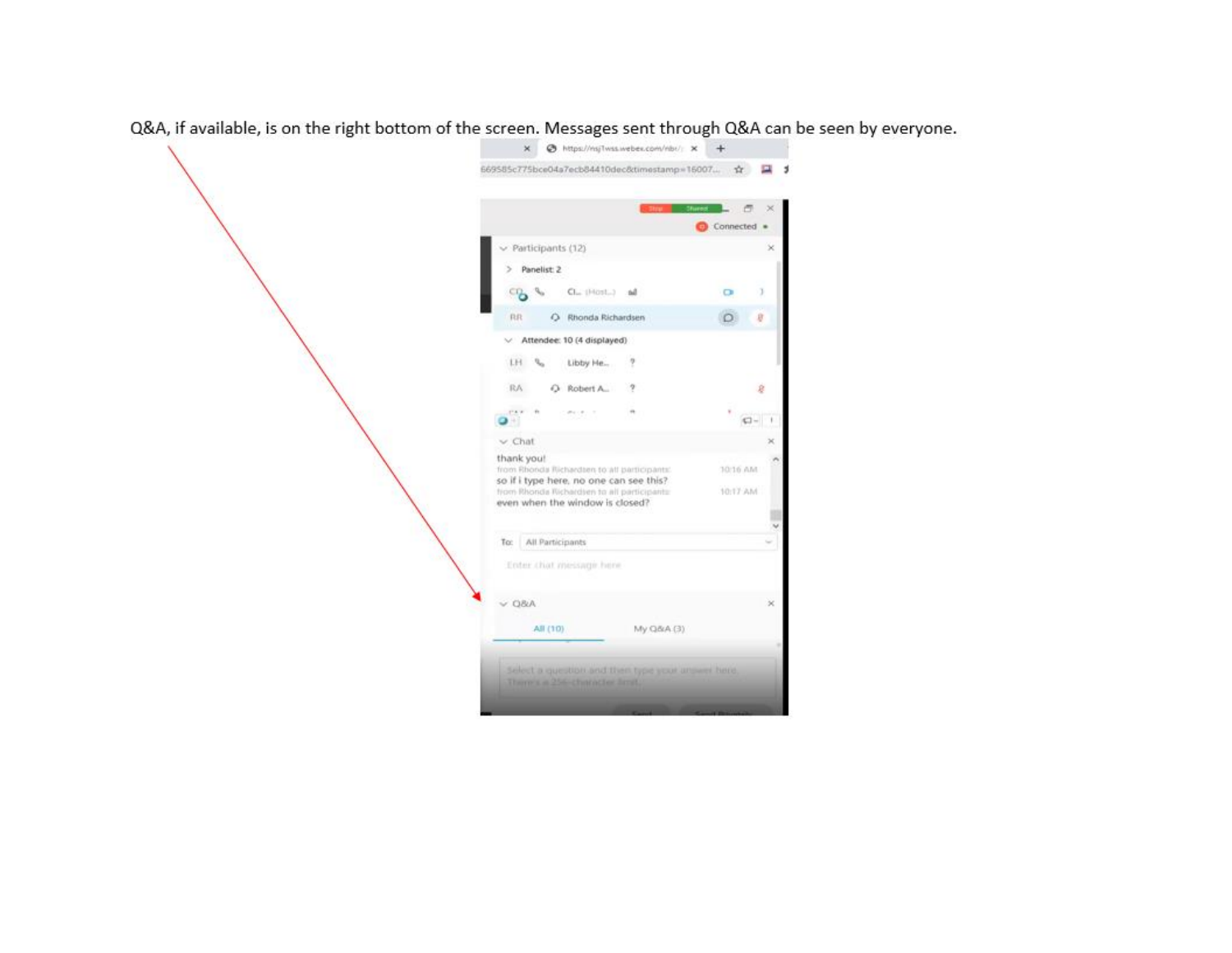Q&A, if available, is on the right bottom of the screen. Messages sent through Q&A can be seen by everyone.